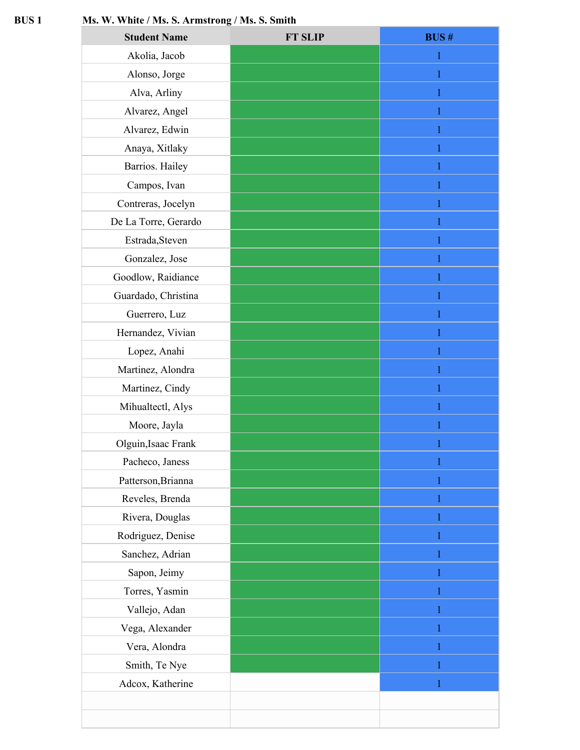**BUS 1** **Ms. W. White / Ms. S. Armstrong / Ms. S. Smith**

| Student Name | FT SLIP | BUS # |
|---|---|---|
| Akolia, Jacob | | 1 |
| Alonso, Jorge | | 1 |
| Alva, Arliny | | 1 |
| Alvarez, Angel | | 1 |
| Alvarez, Edwin | | 1 |
| Anaya, Xitlaky | | 1 |
| Barrios. Hailey | | 1 |
| Campos, Ivan | | 1 |
| Contreras, Jocelyn | | 1 |
| De La Torre, Gerardo | | 1 |
| Estrada,Steven | | 1 |
| Gonzalez, Jose | | 1 |
| Goodlow, Raidiance | | 1 |
| Guardado, Christina | | 1 |
| Guerrero, Luz | | 1 |
| Hernandez, Vivian | | 1 |
| Lopez, Anahi | | 1 |
| Martinez, Alondra | | 1 |
| Martinez, Cindy | | 1 |
| Mihualtectl, Alys | | 1 |
| Moore, Jayla | | 1 |
| Olguin,Isaac Frank | | 1 |
| Pacheco, Janess | | 1 |
| Patterson,Brianna | | 1 |
| Reveles, Brenda | | 1 |
| Rivera, Douglas | | 1 |
| Rodriguez, Denise | | 1 |
| Sanchez, Adrian | | 1 |
| Sapon, Jeimy | | 1 |
| Torres, Yasmin | | 1 |
| Vallejo, Adan | | 1 |
| Vega, Alexander | | 1 |
| Vera, Alondra | | 1 |
| Smith, Te Nye | | 1 |
| Adcox, Katherine | | 1 |
| | | |
| | | |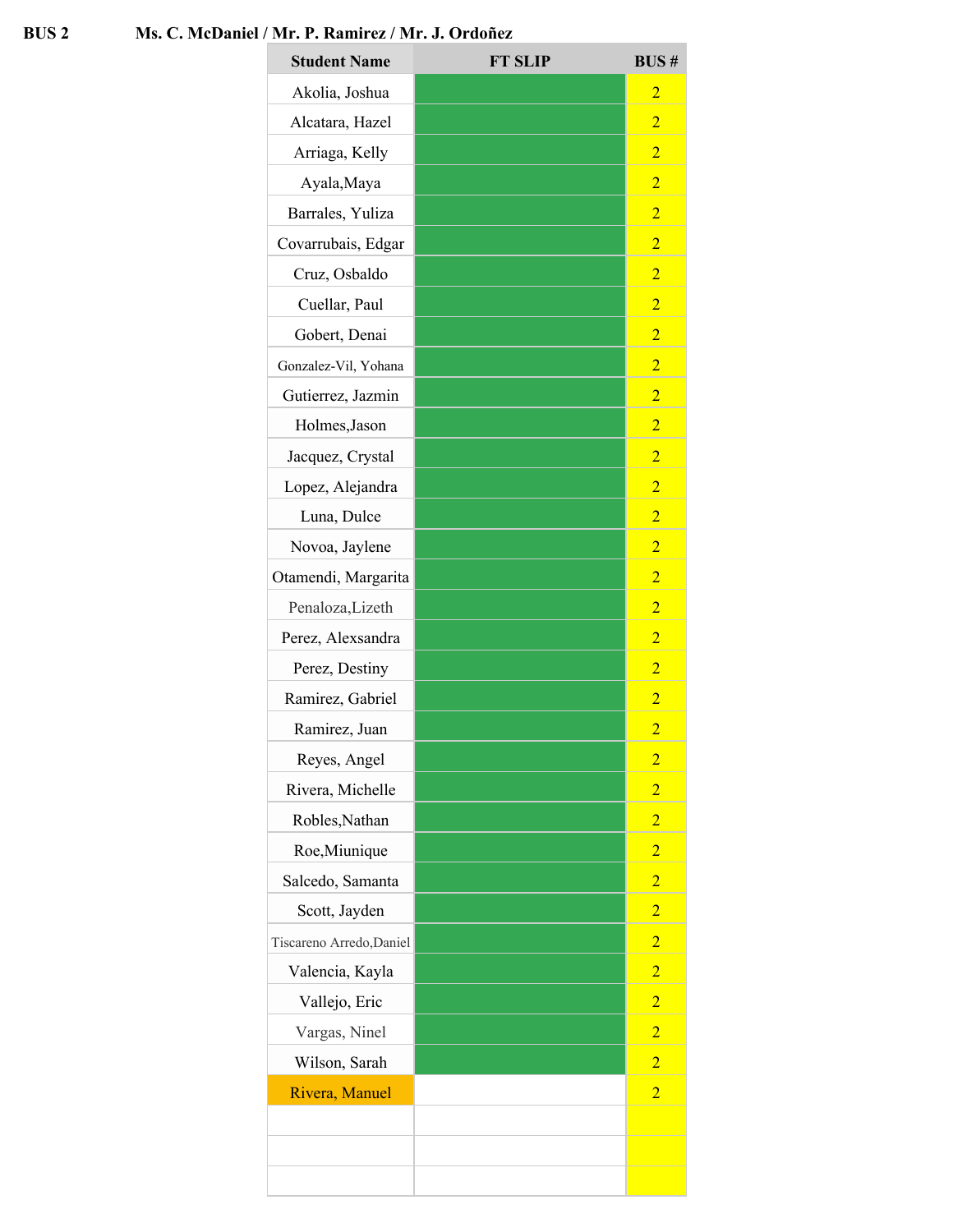**BUS 2** **Ms. C. McDaniel / Mr. P. Ramirez / Mr. J. Ordoñez**

| Student Name | FT SLIP | BUS # |
|---|---|---|
| Akolia, Joshua | | 2 |
| Alcatara, Hazel | | 2 |
| Arriaga, Kelly | | 2 |
| Ayala,Maya | | 2 |
| Barrales, Yuliza | | 2 |
| Covarrubais, Edgar | | 2 |
| Cruz, Osbaldo | | 2 |
| Cuellar, Paul | | 2 |
| Gobert, Denai | | 2 |
| Gonzalez-Vil, Yohana | | 2 |
| Gutierrez, Jazmin | | 2 |
| Holmes,Jason | | 2 |
| Jacquez, Crystal | | 2 |
| Lopez, Alejandra | | 2 |
| Luna, Dulce | | 2 |
| Novoa, Jaylene | | 2 |
| Otamendi, Margarita | | 2 |
| Penaloza,Lizeth | | 2 |
| Perez, Alexsandra | | 2 |
| Perez, Destiny | | 2 |
| Ramirez, Gabriel | | 2 |
| Ramirez, Juan | | 2 |
| Reyes, Angel | | 2 |
| Rivera, Michelle | | 2 |
| Robles,Nathan | | 2 |
| Roe,Miunique | | 2 |
| Salcedo, Samanta | | 2 |
| Scott, Jayden | | 2 |
| Tiscareno Arredo,Daniel | | 2 |
| Valencia, Kayla | | 2 |
| Vallejo, Eric | | 2 |
| Vargas, Ninel | | 2 |
| Wilson, Sarah | | 2 |
| Rivera, Manuel | | 2 |
| | | |
| | | |
| | | |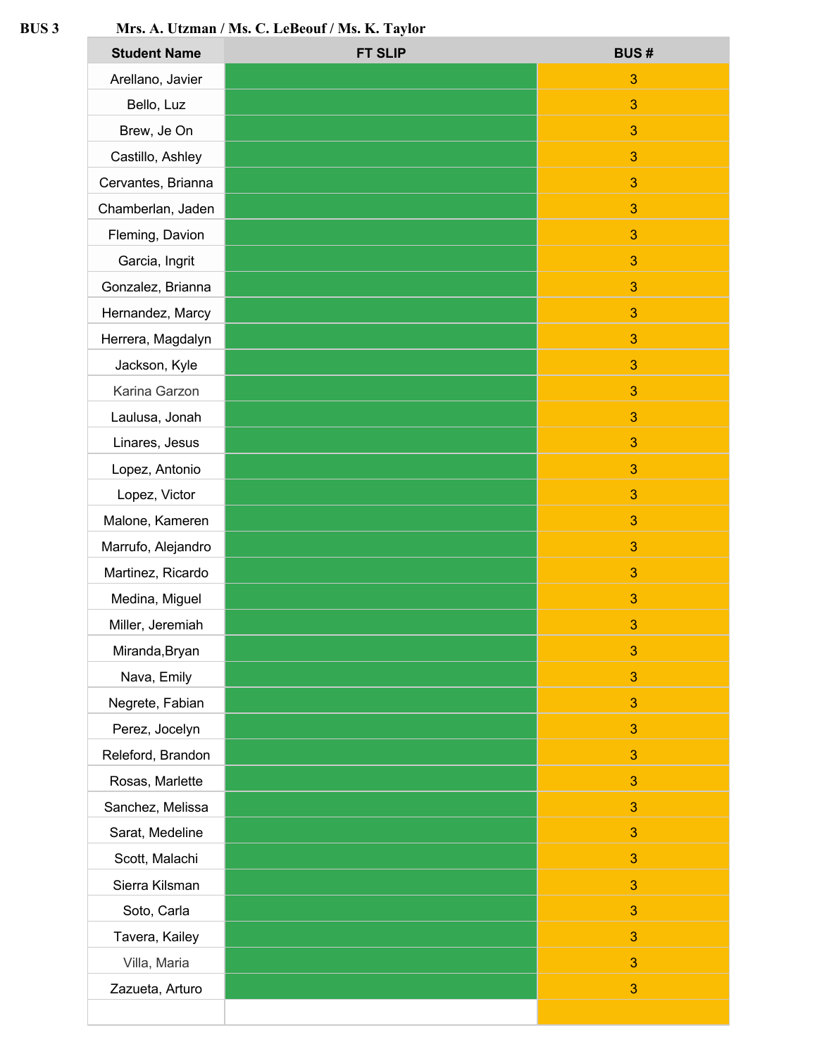**BUS 3** **Mrs. A. Utzman / Ms. C. LeBeouf / Ms. K. Taylor**

| Student Name | FT SLIP | BUS # |
|---|---|---|
| Arellano, Javier | | 3 |
| Bello, Luz | | 3 |
| Brew, Je On | | 3 |
| Castillo, Ashley | | 3 |
| Cervantes, Brianna | | 3 |
| Chamberlan, Jaden | | 3 |
| Fleming, Davion | | 3 |
| Garcia, Ingrit | | 3 |
| Gonzalez, Brianna | | 3 |
| Hernandez, Marcy | | 3 |
| Herrera, Magdalyn | | 3 |
| Jackson, Kyle | | 3 |
| Karina Garzon | | 3 |
| Laulusa, Jonah | | 3 |
| Linares, Jesus | | 3 |
| Lopez, Antonio | | 3 |
| Lopez, Victor | | 3 |
| Malone, Kameren | | 3 |
| Marrufo, Alejandro | | 3 |
| Martinez, Ricardo | | 3 |
| Medina, Miguel | | 3 |
| Miller, Jeremiah | | 3 |
| Miranda,Bryan | | 3 |
| Nava, Emily | | 3 |
| Negrete, Fabian | | 3 |
| Perez, Jocelyn | | 3 |
| Releford, Brandon | | 3 |
| Rosas, Marlette | | 3 |
| Sanchez, Melissa | | 3 |
| Sarat, Medeline | | 3 |
| Scott, Malachi | | 3 |
| Sierra Kilsman | | 3 |
| Soto, Carla | | 3 |
| Tavera, Kailey | | 3 |
| Villa, Maria | | 3 |
| Zazueta, Arturo | | 3 |
| | | |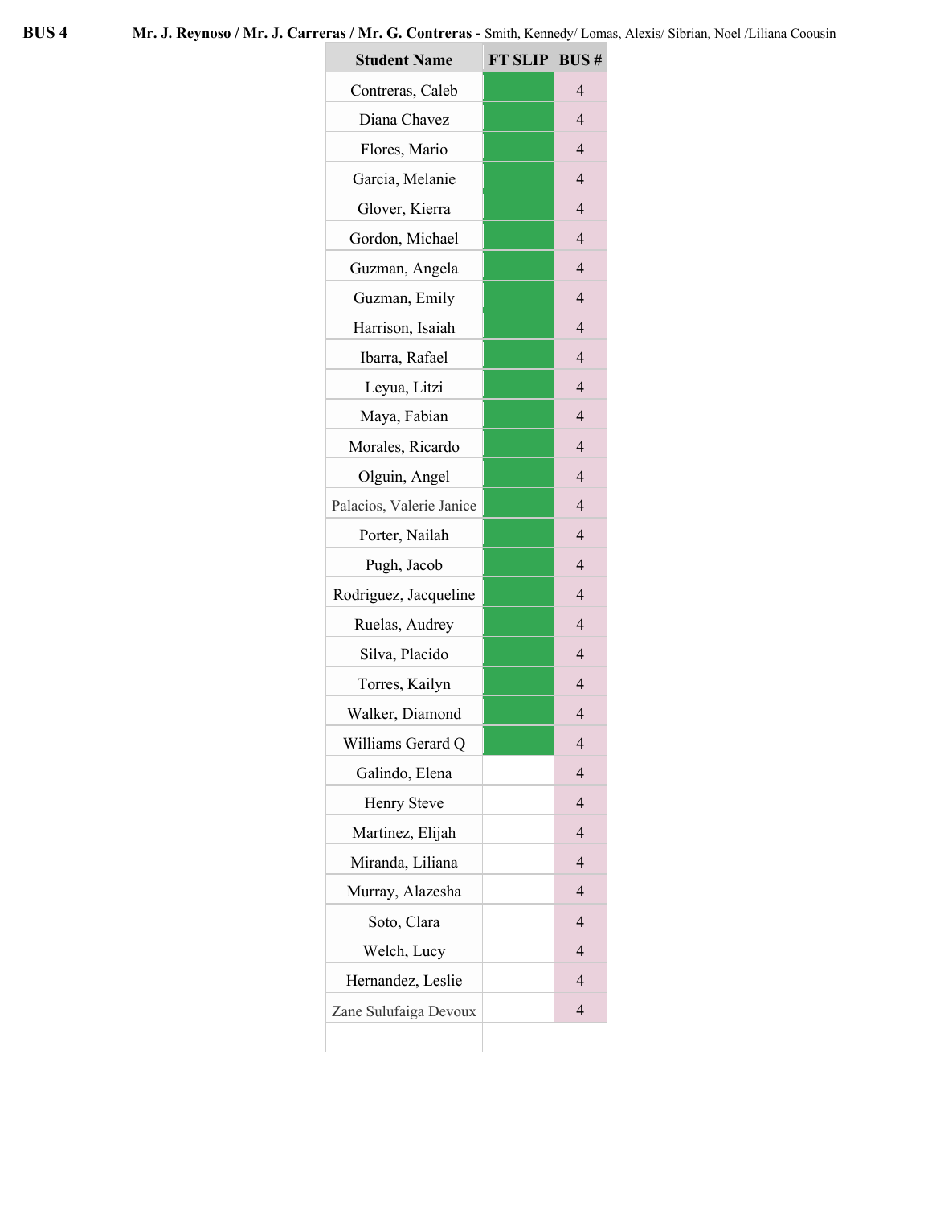**BUS 4** **Mr. J. Reynoso / Mr. J. Carreras / Mr. G. Contreras -** Smith, Kennedy/ Lomas, Alexis/ Sibrian, Noel /Liliana Coousin

| Student Name | FT SLIP | BUS # |
|---|---|---|
| Contreras, Caleb | | 4 |
| Diana Chavez | | 4 |
| Flores, Mario | | 4 |
| Garcia, Melanie | | 4 |
| Glover, Kierra | | 4 |
| Gordon, Michael | | 4 |
| Guzman, Angela | | 4 |
| Guzman, Emily | | 4 |
| Harrison, Isaiah | | 4 |
| Ibarra, Rafael | | 4 |
| Leyua, Litzi | | 4 |
| Maya, Fabian | | 4 |
| Morales, Ricardo | | 4 |
| Olguin, Angel | | 4 |
| Palacios, Valerie Janice | | 4 |
| Porter, Nailah | | 4 |
| Pugh, Jacob | | 4 |
| Rodriguez, Jacqueline | | 4 |
| Ruelas, Audrey | | 4 |
| Silva, Placido | | 4 |
| Torres, Kailyn | | 4 |
| Walker, Diamond | | 4 |
| Williams Gerard Q | | 4 |
| Galindo, Elena | | 4 |
| Henry Steve | | 4 |
| Martinez, Elijah | | 4 |
| Miranda, Liliana | | 4 |
| Murray, Alazesha | | 4 |
| Soto, Clara | | 4 |
| Welch, Lucy | | 4 |
| Hernandez, Leslie | | 4 |
| Zane Sulufaiga Devoux | | 4 |
| | | |